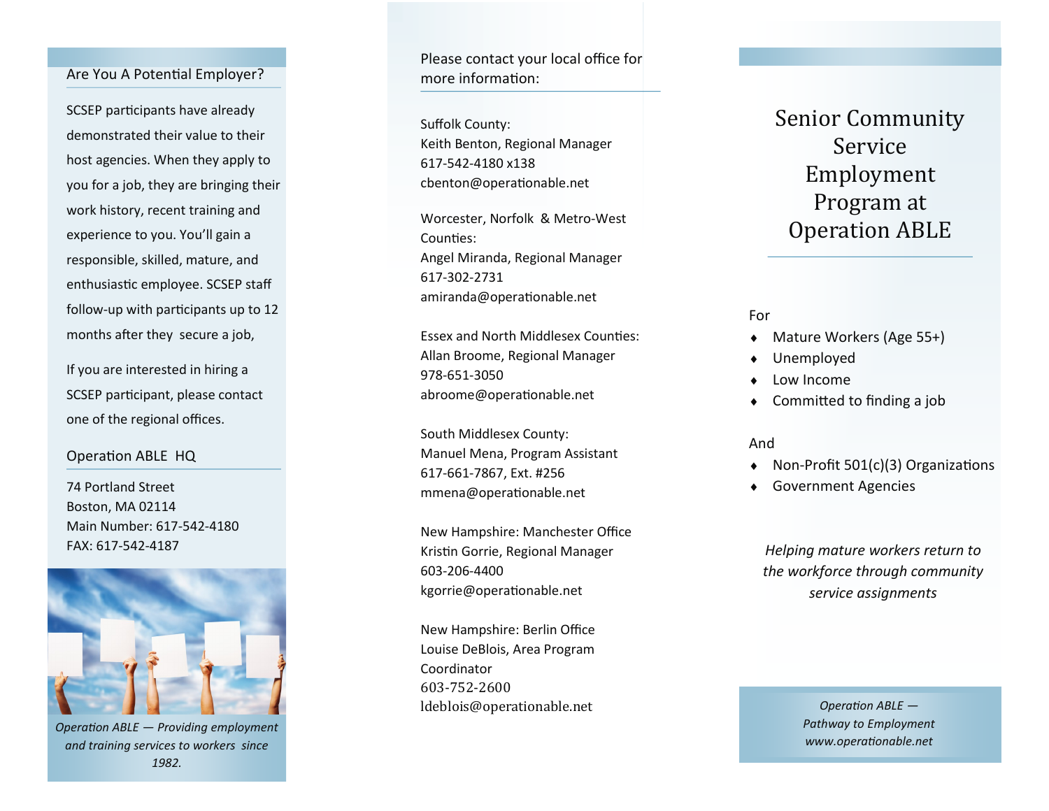## Are You A Potential Employer?

SCSEP participants have already demonstrated their value to their host agencies. When they apply to you for a job, they are bringing their work history, recent training and experience to you. You'll gain a responsible, skilled, mature, and enthusiastic employee. SCSEP staff follow-up with participants up to 12 months after they secure a job,

If you are interested in hiring a SCSEP participant, please contact one of the regional offices.

## Operation ABLE HQ

74 Portland Street
Boston, MA 02114
Main Number: 617-542-4180
FAX: 617-542-4187

*Operation ABLE — Providing employment and training services to workers since 1982.*

## Please contact your local office for more information:

Suffolk County:
Keith Benton, Regional Manager
617-542-4180 x138
cbenton@operationable.net

Worcester, Norfolk & Metro-West Counties:
Angel Miranda, Regional Manager
617-302-2731
amiranda@operationable.net

Essex and North Middlesex Counties:
Allan Broome, Regional Manager
978-651-3050
abroome@operationable.net

South Middlesex County:
Manuel Mena, Program Assistant
617-661-7867, Ext. #256
mmena@operationable.net

New Hampshire: Manchester Office
Kristin Gorrie, Regional Manager
603-206-4400
kgorrie@operationable.net

New Hampshire: Berlin Office
Louise DeBlois, Area Program Coordinator
603-752-2600
ldeblois@operationable.net

# Senior Community Service Employment Program at Operation ABLE

For

- Mature Workers (Age 55+)
- Unemployed
- Low Income
- Committed to finding a job

And

- Non-Profit 501(c)(3) Organizations
- Government Agencies

*Helping mature workers return to the workforce through community service assignments*

*Operation ABLE — Pathway to Employment*
*www.operationable.net*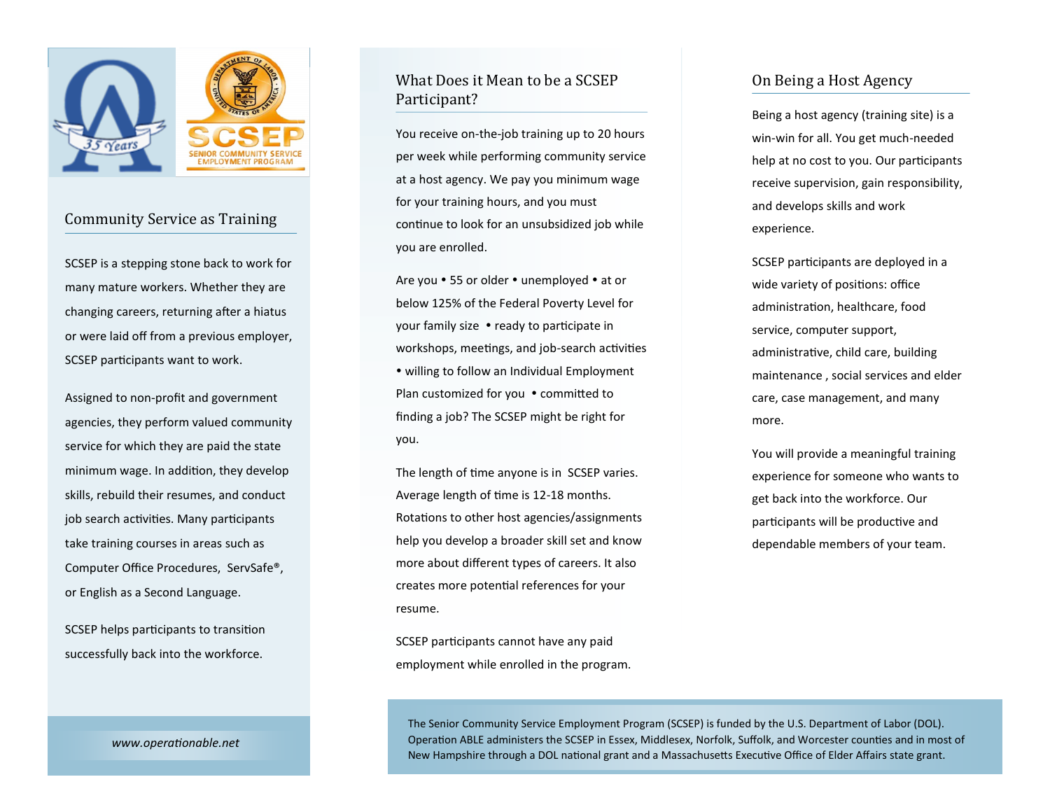## Community Service as Training

SCSEP is a stepping stone back to work for many mature workers. Whether they are changing careers, returning after a hiatus or were laid off from a previous employer, SCSEP participants want to work.

Assigned to non-profit and government agencies, they perform valued community service for which they are paid the state minimum wage. In addition, they develop skills, rebuild their resumes, and conduct job search activities. Many participants take training courses in areas such as Computer Office Procedures, ServSafe®, or English as a Second Language.

SCSEP helps participants to transition successfully back into the workforce.

*www.operationable.net*

## What Does it Mean to be a SCSEP Participant?

You receive on-the-job training up to 20 hours per week while performing community service at a host agency. We pay you minimum wage for your training hours, and you must continue to look for an unsubsidized job while you are enrolled.

Are you • 55 or older • unemployed • at or below 125% of the Federal Poverty Level for your family size • ready to participate in workshops, meetings, and job-search activities • willing to follow an Individual Employment Plan customized for you • committed to finding a job? The SCSEP might be right for you.

The length of time anyone is in SCSEP varies. Average length of time is 12-18 months. Rotations to other host agencies/assignments help you develop a broader skill set and know more about different types of careers. It also creates more potential references for your resume.

SCSEP participants cannot have any paid employment while enrolled in the program.

## On Being a Host Agency

Being a host agency (training site) is a win-win for all. You get much-needed help at no cost to you. Our participants receive supervision, gain responsibility, and develops skills and work experience.

SCSEP participants are deployed in a wide variety of positions: office administration, healthcare, food service, computer support, administrative, child care, building maintenance , social services and elder care, case management, and many more.

You will provide a meaningful training experience for someone who wants to get back into the workforce. Our participants will be productive and dependable members of your team.

The Senior Community Service Employment Program (SCSEP) is funded by the U.S. Department of Labor (DOL). Operation ABLE administers the SCSEP in Essex, Middlesex, Norfolk, Suffolk, and Worcester counties and in most of New Hampshire through a DOL national grant and a Massachusetts Executive Office of Elder Affairs state grant.